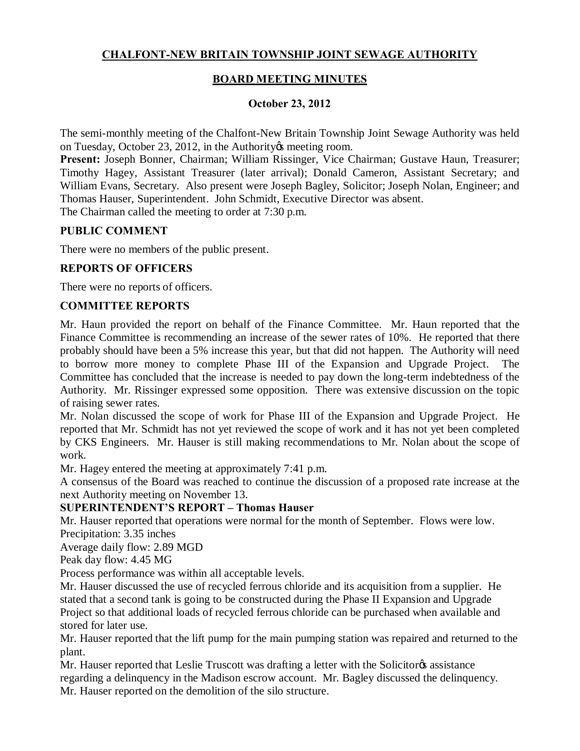# CHALFONT-NEW BRITAIN TOWNSHIP JOINT SEWAGE AUTHORITY

## BOARD MEETING MINUTES

### October 23, 2012

The semi-monthly meeting of the Chalfont-New Britain Township Joint Sewage Authority was held on Tuesday, October 23, 2012, in the Authority's meeting room.

**Present:** Joseph Bonner, Chairman; William Rissinger, Vice Chairman; Gustave Haun, Treasurer; Timothy Hagey, Assistant Treasurer (later arrival); Donald Cameron, Assistant Secretary; and William Evans, Secretary. Also present were Joseph Bagley, Solicitor; Joseph Nolan, Engineer; and Thomas Hauser, Superintendent. John Schmidt, Executive Director was absent.

The Chairman called the meeting to order at 7:30 p.m.

**PUBLIC COMMENT**

There were no members of the public present.

**REPORTS OF OFFICERS**

There were no reports of officers.

**COMMITTEE REPORTS**

Mr. Haun provided the report on behalf of the Finance Committee. Mr. Haun reported that the Finance Committee is recommending an increase of the sewer rates of 10%. He reported that there probably should have been a 5% increase this year, but that did not happen. The Authority will need to borrow more money to complete Phase III of the Expansion and Upgrade Project. The Committee has concluded that the increase is needed to pay down the long-term indebtedness of the Authority. Mr. Rissinger expressed some opposition. There was extensive discussion on the topic of raising sewer rates.

Mr. Nolan discussed the scope of work for Phase III of the Expansion and Upgrade Project. He reported that Mr. Schmidt has not yet reviewed the scope of work and it has not yet been completed by CKS Engineers. Mr. Hauser is still making recommendations to Mr. Nolan about the scope of work.

Mr. Hagey entered the meeting at approximately 7:41 p.m.

A consensus of the Board was reached to continue the discussion of a proposed rate increase at the next Authority meeting on November 13.

**SUPERINTENDENT'S REPORT – Thomas Hauser**

Mr. Hauser reported that operations were normal for the month of September. Flows were low.

Precipitation: 3.35 inches

Average daily flow: 2.89 MGD

Peak day flow: 4.45 MG

Process performance was within all acceptable levels.

Mr. Hauser discussed the use of recycled ferrous chloride and its acquisition from a supplier. He stated that a second tank is going to be constructed during the Phase II Expansion and Upgrade Project so that additional loads of recycled ferrous chloride can be purchased when available and stored for later use.

Mr. Hauser reported that the lift pump for the main pumping station was repaired and returned to the plant.

Mr. Hauser reported that Leslie Truscott was drafting a letter with the Solicitor's assistance regarding a delinquency in the Madison escrow account. Mr. Bagley discussed the delinquency.

Mr. Hauser reported on the demolition of the silo structure.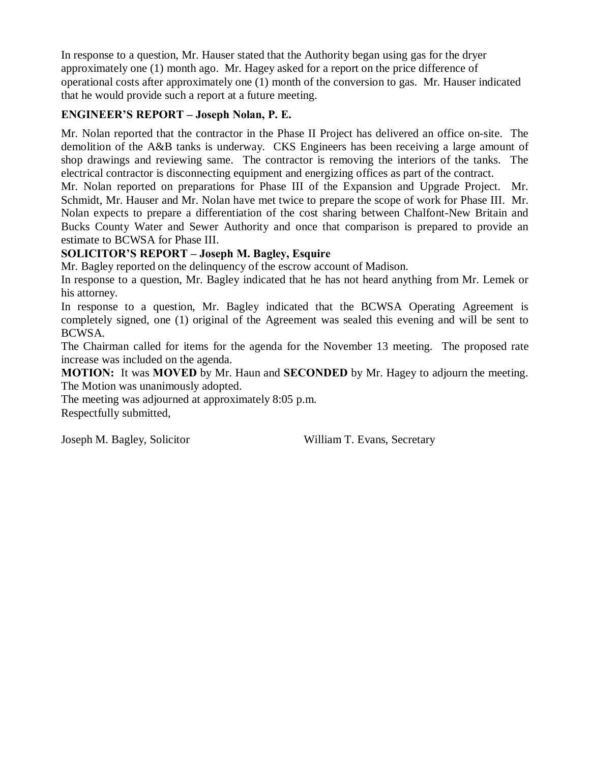In response to a question, Mr. Hauser stated that the Authority began using gas for the dryer approximately one (1) month ago. Mr. Hagey asked for a report on the price difference of operational costs after approximately one (1) month of the conversion to gas. Mr. Hauser indicated that he would provide such a report at a future meeting.

**ENGINEER'S REPORT – Joseph Nolan, P. E.**

Mr. Nolan reported that the contractor in the Phase II Project has delivered an office on-site. The demolition of the A&B tanks is underway. CKS Engineers has been receiving a large amount of shop drawings and reviewing same. The contractor is removing the interiors of the tanks. The electrical contractor is disconnecting equipment and energizing offices as part of the contract.

Mr. Nolan reported on preparations for Phase III of the Expansion and Upgrade Project. Mr. Schmidt, Mr. Hauser and Mr. Nolan have met twice to prepare the scope of work for Phase III. Mr. Nolan expects to prepare a differentiation of the cost sharing between Chalfont-New Britain and Bucks County Water and Sewer Authority and once that comparison is prepared to provide an estimate to BCWSA for Phase III.

**SOLICITOR'S REPORT – Joseph M. Bagley, Esquire**

Mr. Bagley reported on the delinquency of the escrow account of Madison.

In response to a question, Mr. Bagley indicated that he has not heard anything from Mr. Lemek or his attorney.

In response to a question, Mr. Bagley indicated that the BCWSA Operating Agreement is completely signed, one (1) original of the Agreement was sealed this evening and will be sent to BCWSA.

The Chairman called for items for the agenda for the November 13 meeting. The proposed rate increase was included on the agenda.

**MOTION:** It was **MOVED** by Mr. Haun and **SECONDED** by Mr. Hagey to adjourn the meeting. The Motion was unanimously adopted.

The meeting was adjourned at approximately 8:05 p.m.

Respectfully submitted,

Joseph M. Bagley, Solicitor William T. Evans, Secretary